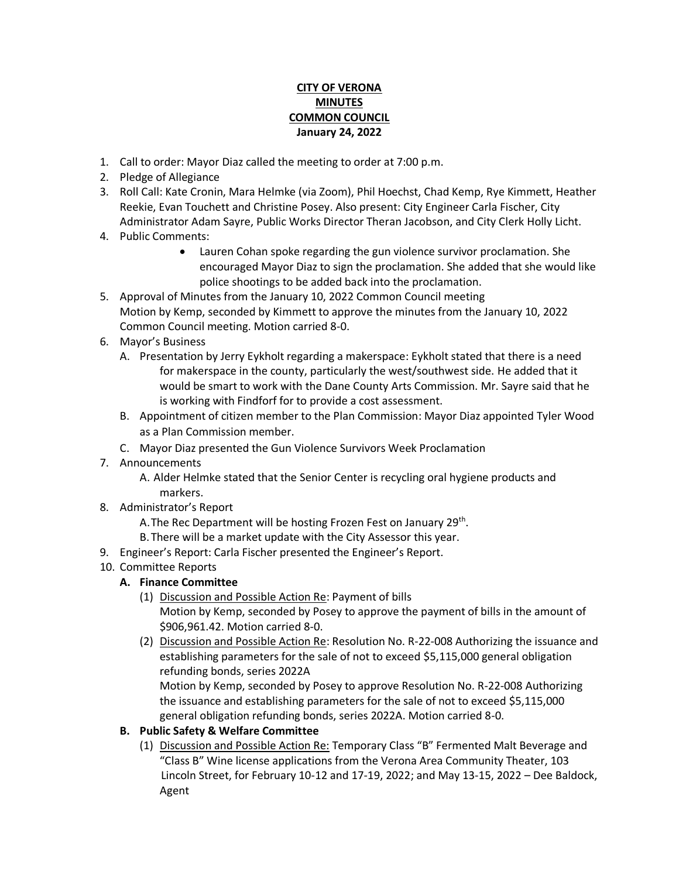**CITY OF VERONA**
**MINUTES**
**COMMON COUNCIL**
**January 24, 2022**

1. Call to order: Mayor Diaz called the meeting to order at 7:00 p.m.
2. Pledge of Allegiance
3. Roll Call: Kate Cronin, Mara Helmke (via Zoom), Phil Hoechst, Chad Kemp, Rye Kimmett, Heather Reekie, Evan Touchett and Christine Posey. Also present: City Engineer Carla Fischer, City Administrator Adam Sayre, Public Works Director Theran Jacobson, and City Clerk Holly Licht.
4. Public Comments:
   - Lauren Cohan spoke regarding the gun violence survivor proclamation. She encouraged Mayor Diaz to sign the proclamation. She added that she would like police shootings to be added back into the proclamation.
5. Approval of Minutes from the January 10, 2022 Common Council meeting
   Motion by Kemp, seconded by Kimmett to approve the minutes from the January 10, 2022 Common Council meeting. Motion carried 8-0.
6. Mayor's Business
   A. Presentation by Jerry Eykholt regarding a makerspace: Eykholt stated that there is a need for makerspace in the county, particularly the west/southwest side. He added that it would be smart to work with the Dane County Arts Commission. Mr. Sayre said that he is working with Findforf for to provide a cost assessment.
   B. Appointment of citizen member to the Plan Commission: Mayor Diaz appointed Tyler Wood as a Plan Commission member.
   C. Mayor Diaz presented the Gun Violence Survivors Week Proclamation
7. Announcements
   A. Alder Helmke stated that the Senior Center is recycling oral hygiene products and markers.
8. Administrator's Report
   A. The Rec Department will be hosting Frozen Fest on January 29th.
   B. There will be a market update with the City Assessor this year.
9. Engineer's Report: Carla Fischer presented the Engineer's Report.
10. Committee Reports
    **A. Finance Committee**
    (1) Discussion and Possible Action Re: Payment of bills
    Motion by Kemp, seconded by Posey to approve the payment of bills in the amount of $906,961.42. Motion carried 8-0.
    (2) Discussion and Possible Action Re: Resolution No. R-22-008 Authorizing the issuance and establishing parameters for the sale of not to exceed $5,115,000 general obligation refunding bonds, series 2022A
    Motion by Kemp, seconded by Posey to approve Resolution No. R-22-008 Authorizing the issuance and establishing parameters for the sale of not to exceed $5,115,000 general obligation refunding bonds, series 2022A. Motion carried 8-0.

    **B. Public Safety & Welfare Committee**
    (1) Discussion and Possible Action Re: Temporary Class "B" Fermented Malt Beverage and "Class B" Wine license applications from the Verona Area Community Theater, 103 Lincoln Street, for February 10-12 and 17-19, 2022; and May 13-15, 2022 – Dee Baldock, Agent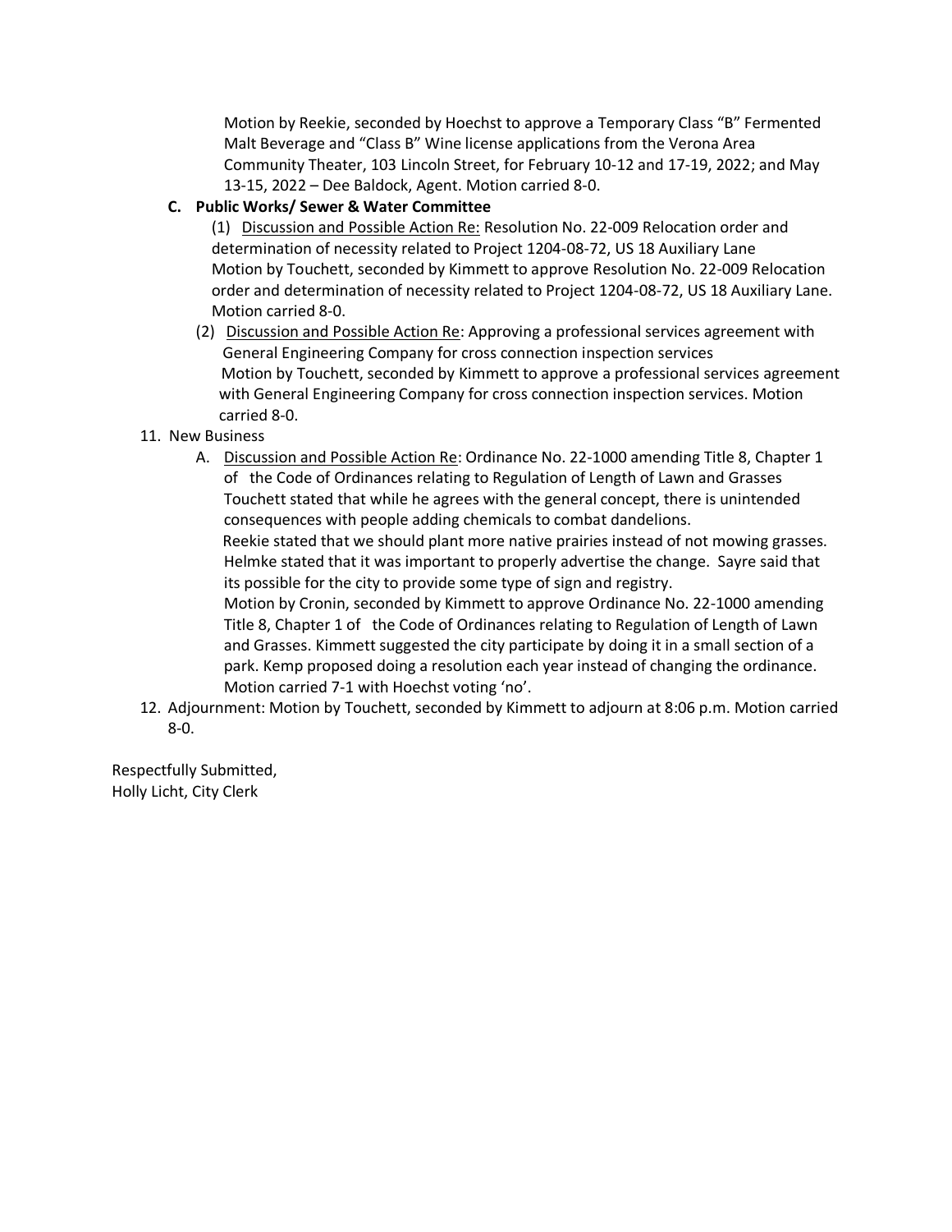Motion by Reekie, seconded by Hoechst to approve a Temporary Class "B" Fermented Malt Beverage and "Class B" Wine license applications from the Verona Area Community Theater, 103 Lincoln Street, for February 10-12 and 17-19, 2022; and May 13-15, 2022 – Dee Baldock, Agent. Motion carried 8-0.

**C. Public Works/ Sewer & Water Committee**

(1) Discussion and Possible Action Re: Resolution No. 22-009 Relocation order and determination of necessity related to Project 1204-08-72, US 18 Auxiliary Lane
Motion by Touchett, seconded by Kimmett to approve Resolution No. 22-009 Relocation order and determination of necessity related to Project 1204-08-72, US 18 Auxiliary Lane. Motion carried 8-0.

(2) Discussion and Possible Action Re: Approving a professional services agreement with General Engineering Company for cross connection inspection services
Motion by Touchett, seconded by Kimmett to approve a professional services agreement with General Engineering Company for cross connection inspection services. Motion carried 8-0.

11. New Business

A. Discussion and Possible Action Re: Ordinance No. 22-1000 amending Title 8, Chapter 1 of the Code of Ordinances relating to Regulation of Length of Lawn and Grasses
Touchett stated that while he agrees with the general concept, there is unintended consequences with people adding chemicals to combat dandelions.
Reekie stated that we should plant more native prairies instead of not mowing grasses. Helmke stated that it was important to properly advertise the change. Sayre said that its possible for the city to provide some type of sign and registry.
Motion by Cronin, seconded by Kimmett to approve Ordinance No. 22-1000 amending Title 8, Chapter 1 of the Code of Ordinances relating to Regulation of Length of Lawn and Grasses. Kimmett suggested the city participate by doing it in a small section of a park. Kemp proposed doing a resolution each year instead of changing the ordinance. Motion carried 7-1 with Hoechst voting 'no'.

12. Adjournment: Motion by Touchett, seconded by Kimmett to adjourn at 8:06 p.m. Motion carried 8-0.

Respectfully Submitted,
Holly Licht, City Clerk